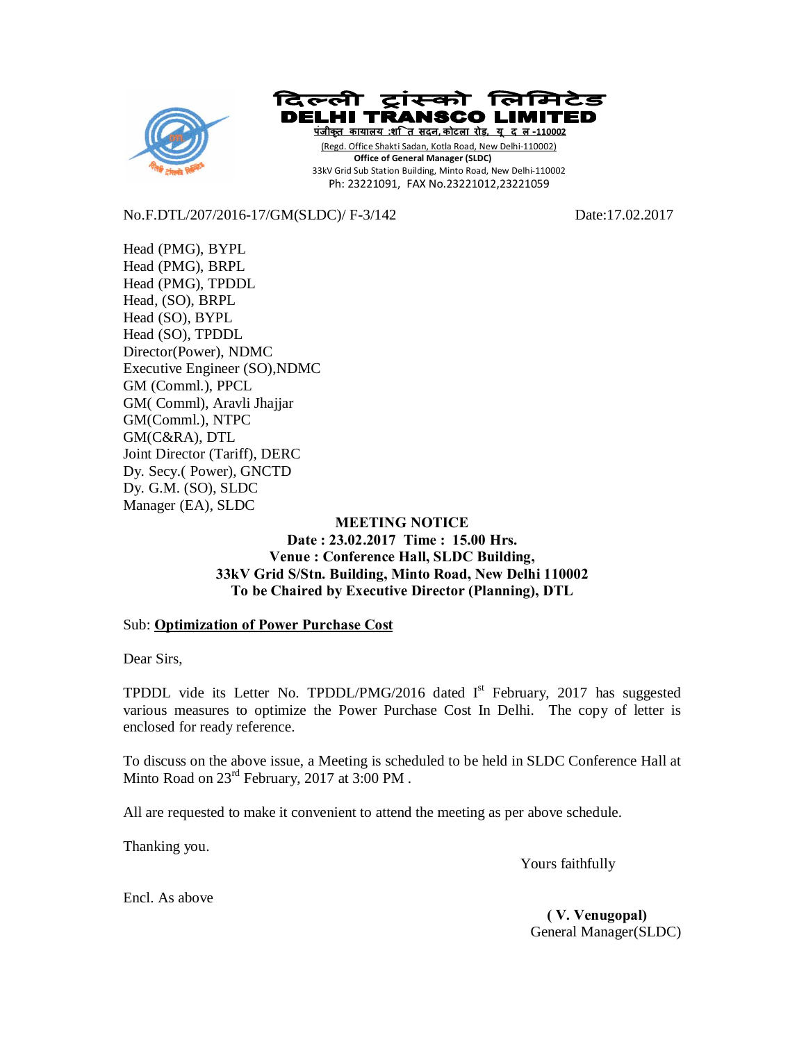# दिल्ली ट्रांस्को लिमिटेड

# DELHI TRANSCO LIMITED

पंजीकृत कार्यालय :शक्ति सदन, कोटला रोड, नई दिल्ली -110002

(Regd. Office Shakti Sadan, Kotla Road, New Delhi-110002)

**Office of General Manager (SLDC)**

33kV Grid Sub Station Building, Minto Road, New Delhi-110002

Ph: 23221091, FAX No.23221012,23221059

No.F.DTL/207/2016-17/GM(SLDC)/ F-3/142 Date:17.02.2017

Head (PMG), BYPL
Head (PMG), BRPL
Head (PMG), TPDDL
Head, (SO), BRPL
Head (SO), BYPL
Head (SO), TPDDL
Director(Power), NDMC
Executive Engineer (SO),NDMC
GM (Comml.), PPCL
GM( Comml), Aravli Jhajjar
GM(Comml.), NTPC
GM(C&RA), DTL
Joint Director (Tariff), DERC
Dy. Secy.( Power), GNCTD
Dy. G.M. (SO), SLDC
Manager (EA), SLDC

**MEETING NOTICE**
**Date : 23.02.2017 Time : 15.00 Hrs.**
**Venue : Conference Hall, SLDC Building,**
**33kV Grid S/Stn. Building, Minto Road, New Delhi 110002**
**To be Chaired by Executive Director (Planning), DTL**

Sub: **Optimization of Power Purchase Cost**

Dear Sirs,

TPDDL vide its Letter No. TPDDL/PMG/2016 dated Ist February, 2017 has suggested various measures to optimize the Power Purchase Cost In Delhi. The copy of letter is enclosed for ready reference.

To discuss on the above issue, a Meeting is scheduled to be held in SLDC Conference Hall at Minto Road on 23rd February, 2017 at 3:00 PM .

All are requested to make it convenient to attend the meeting as per above schedule.

Thanking you.

Yours faithfully

Encl. As above

**( V. Venugopal)**
General Manager(SLDC)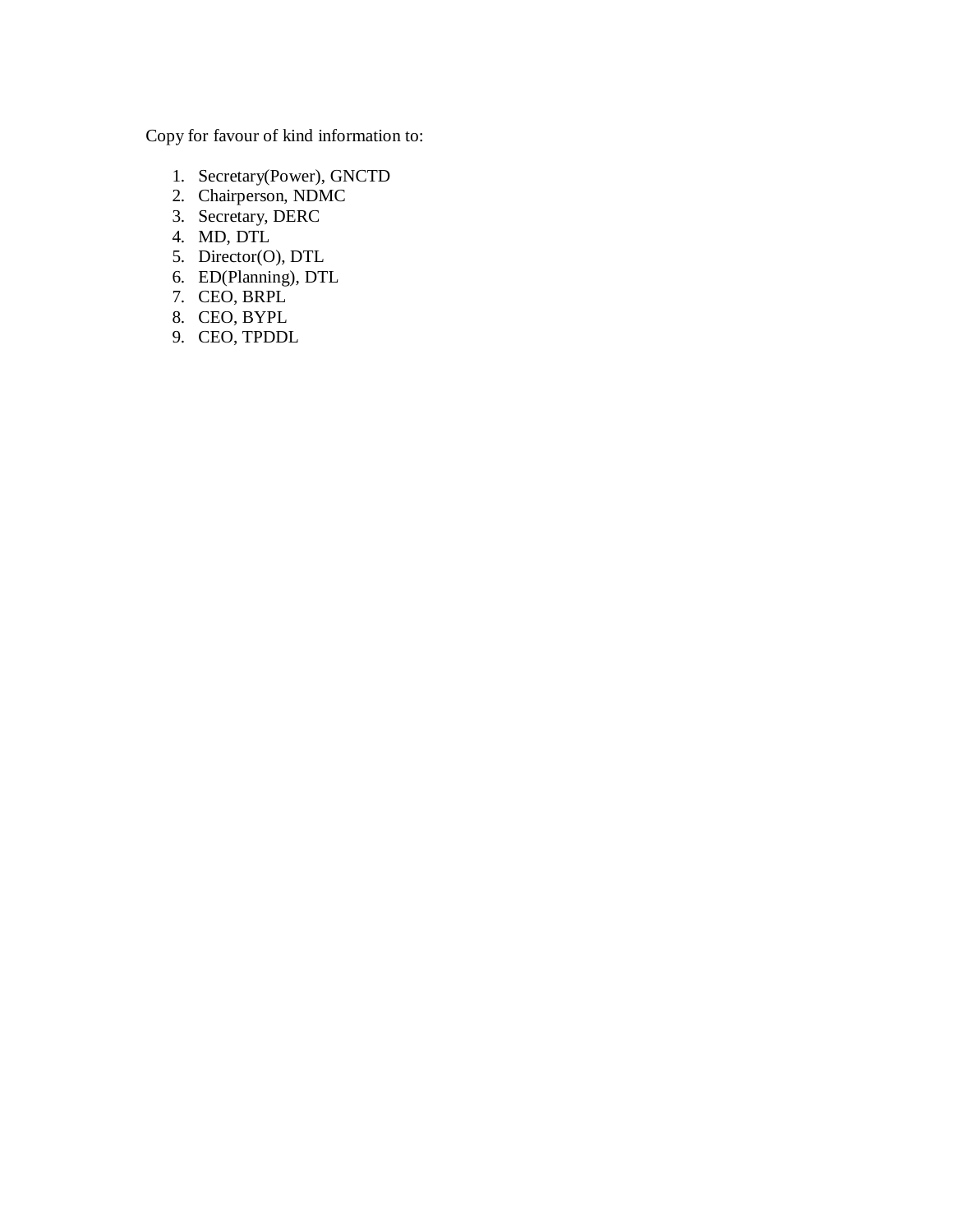Copy for favour of kind information to:

1. Secretary(Power), GNCTD
2. Chairperson, NDMC
3. Secretary, DERC
4. MD, DTL
5. Director(O), DTL
6. ED(Planning), DTL
7. CEO, BRPL
8. CEO, BYPL
9. CEO, TPDDL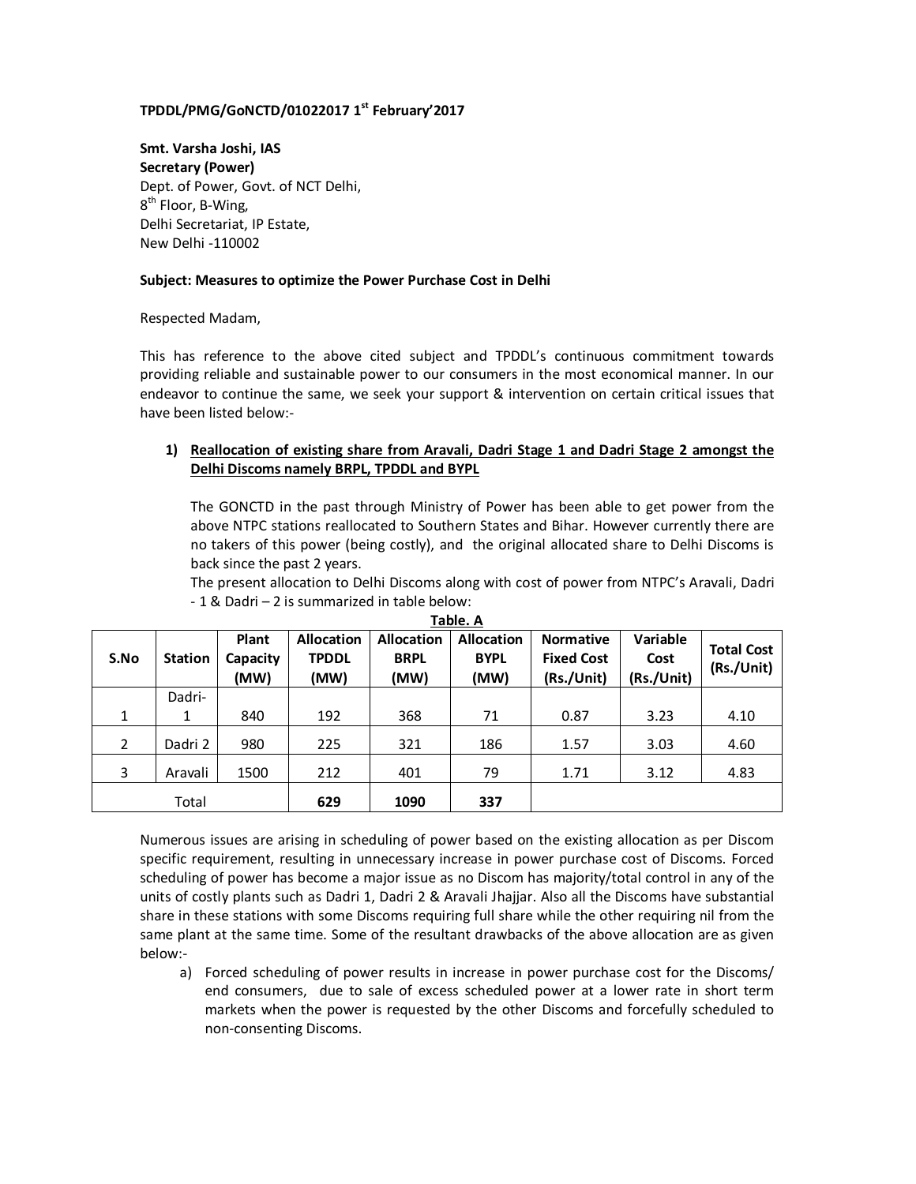**TPDDL/PMG/GoNCTD/01022017 1st February'2017**

**Smt. Varsha Joshi, IAS**
**Secretary (Power)**
Dept. of Power, Govt. of NCT Delhi,
8th Floor, B-Wing,
Delhi Secretariat, IP Estate,
New Delhi -110002

**Subject: Measures to optimize the Power Purchase Cost in Delhi**

Respected Madam,

This has reference to the above cited subject and TPDDL's continuous commitment towards providing reliable and sustainable power to our consumers in the most economical manner. In our endeavor to continue the same, we seek your support & intervention on certain critical issues that have been listed below:-

1) **Reallocation of existing share from Aravali, Dadri Stage 1 and Dadri Stage 2 amongst the Delhi Discoms namely BRPL, TPDDL and BYPL**

The GONCTD in the past through Ministry of Power has been able to get power from the above NTPC stations reallocated to Southern States and Bihar. However currently there are no takers of this power (being costly), and the original allocated share to Delhi Discoms is back since the past 2 years.

The present allocation to Delhi Discoms along with cost of power from NTPC's Aravali, Dadri - 1 & Dadri – 2 is summarized in table below:

**Table. A**

| S.No | Station | Plant Capacity (MW) | Allocation TPDDL (MW) | Allocation BRPL (MW) | Allocation BYPL (MW) | Normative Fixed Cost (Rs./Unit) | Variable Cost (Rs./Unit) | Total Cost (Rs./Unit) |
|---|---|---|---|---|---|---|---|---|
| 1 | Dadri-1 | 840 | 192 | 368 | 71 | 0.87 | 3.23 | 4.10 |
| 2 | Dadri 2 | 980 | 225 | 321 | 186 | 1.57 | 3.03 | 4.60 |
| 3 | Aravali | 1500 | 212 | 401 | 79 | 1.71 | 3.12 | 4.83 |
| Total | | | **629** | **1090** | **337** | | | |

Numerous issues are arising in scheduling of power based on the existing allocation as per Discom specific requirement, resulting in unnecessary increase in power purchase cost of Discoms. Forced scheduling of power has become a major issue as no Discom has majority/total control in any of the units of costly plants such as Dadri 1, Dadri 2 & Aravali Jhajjar. Also all the Discoms have substantial share in these stations with some Discoms requiring full share while the other requiring nil from the same plant at the same time. Some of the resultant drawbacks of the above allocation are as given below:-

a) Forced scheduling of power results in increase in power purchase cost for the Discoms/ end consumers, due to sale of excess scheduled power at a lower rate in short term markets when the power is requested by the other Discoms and forcefully scheduled to non-consenting Discoms.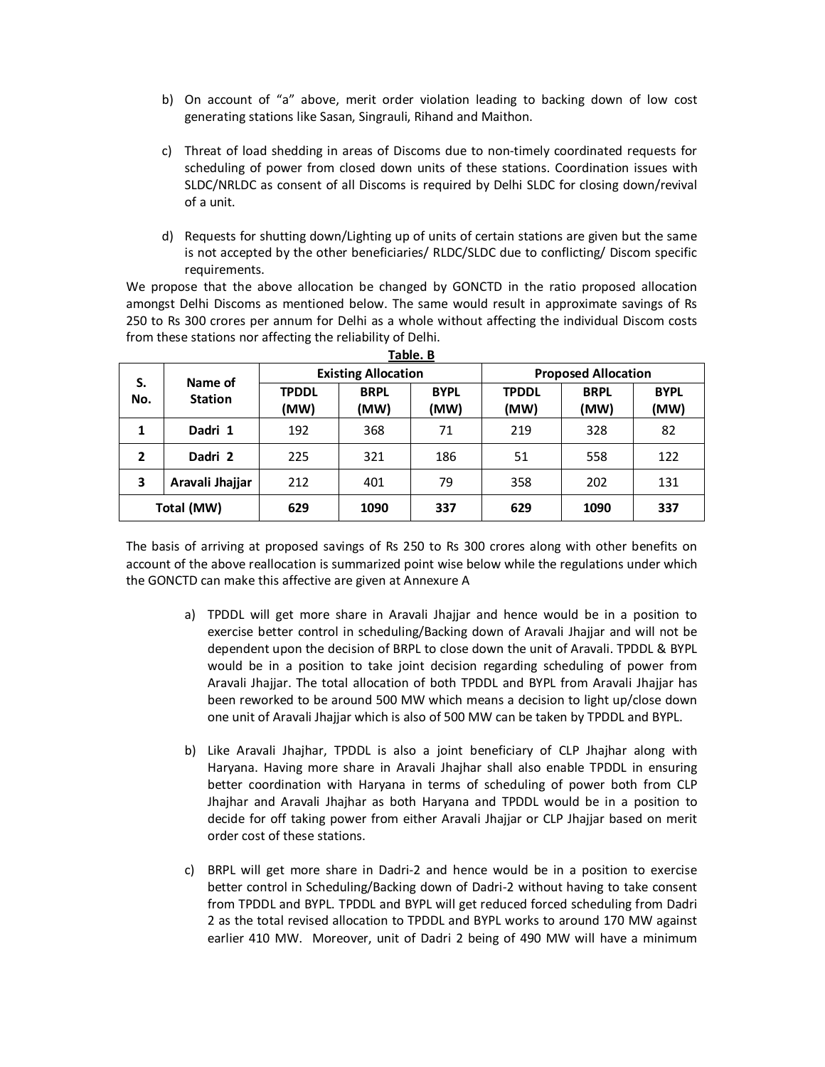b) On account of "a" above, merit order violation leading to backing down of low cost generating stations like Sasan, Singrauli, Rihand and Maithon.

c) Threat of load shedding in areas of Discoms due to non-timely coordinated requests for scheduling of power from closed down units of these stations. Coordination issues with SLDC/NRLDC as consent of all Discoms is required by Delhi SLDC for closing down/revival of a unit.

d) Requests for shutting down/Lighting up of units of certain stations are given but the same is not accepted by the other beneficiaries/ RLDC/SLDC due to conflicting/ Discom specific requirements.

We propose that the above allocation be changed by GONCTD in the ratio proposed allocation amongst Delhi Discoms as mentioned below. The same would result in approximate savings of Rs 250 to Rs 300 crores per annum for Delhi as a whole without affecting the individual Discom costs from these stations nor affecting the reliability of Delhi.

**Table. B**

| S. No. | Name of Station | Existing Allocation | | | Proposed Allocation | | |
|---|---|---|---|---|---|---|---|
| | | TPDDL (MW) | BRPL (MW) | BYPL (MW) | TPDDL (MW) | BRPL (MW) | BYPL (MW) |
| 1 | Dadri 1 | 192 | 368 | 71 | 219 | 328 | 82 |
| 2 | Dadri 2 | 225 | 321 | 186 | 51 | 558 | 122 |
| 3 | Aravali Jhajjar | 212 | 401 | 79 | 358 | 202 | 131 |
| Total (MW) | | 629 | 1090 | 337 | 629 | 1090 | 337 |

The basis of arriving at proposed savings of Rs 250 to Rs 300 crores along with other benefits on account of the above reallocation is summarized point wise below while the regulations under which the GONCTD can make this affective are given at Annexure A

a) TPDDL will get more share in Aravali Jhajjar and hence would be in a position to exercise better control in scheduling/Backing down of Aravali Jhajjar and will not be dependent upon the decision of BRPL to close down the unit of Aravali. TPDDL & BYPL would be in a position to take joint decision regarding scheduling of power from Aravali Jhajjar. The total allocation of both TPDDL and BYPL from Aravali Jhajjar has been reworked to be around 500 MW which means a decision to light up/close down one unit of Aravali Jhajjar which is also of 500 MW can be taken by TPDDL and BYPL.

b) Like Aravali Jhajhar, TPDDL is also a joint beneficiary of CLP Jhajhar along with Haryana. Having more share in Aravali Jhajhar shall also enable TPDDL in ensuring better coordination with Haryana in terms of scheduling of power both from CLP Jhajhar and Aravali Jhajhar as both Haryana and TPDDL would be in a position to decide for off taking power from either Aravali Jhajjar or CLP Jhajjar based on merit order cost of these stations.

c) BRPL will get more share in Dadri-2 and hence would be in a position to exercise better control in Scheduling/Backing down of Dadri-2 without having to take consent from TPDDL and BYPL. TPDDL and BYPL will get reduced forced scheduling from Dadri 2 as the total revised allocation to TPDDL and BYPL works to around 170 MW against earlier 410 MW. Moreover, unit of Dadri 2 being of 490 MW will have a minimum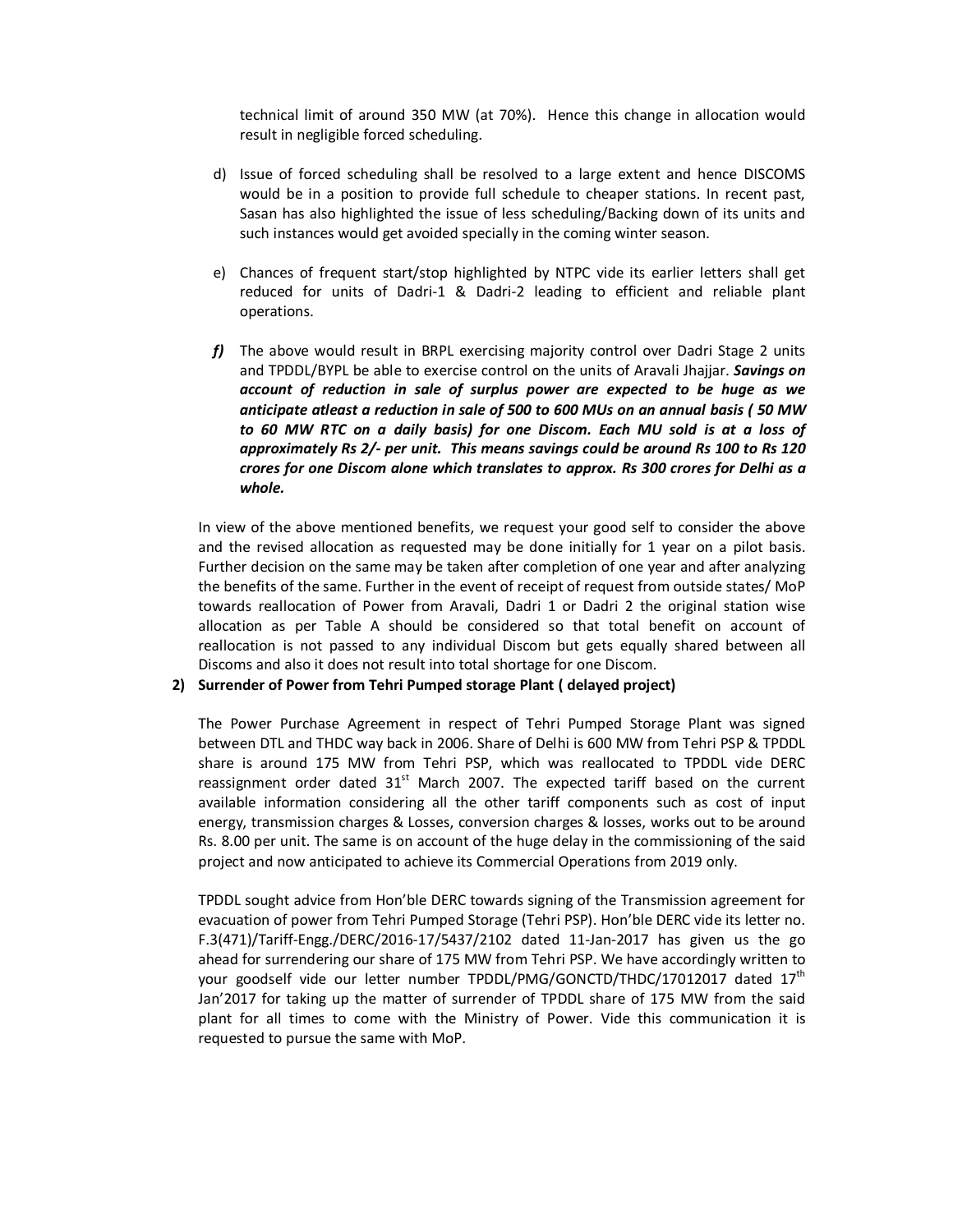technical limit of around 350 MW (at 70%). Hence this change in allocation would result in negligible forced scheduling.

d) Issue of forced scheduling shall be resolved to a large extent and hence DISCOMS would be in a position to provide full schedule to cheaper stations. In recent past, Sasan has also highlighted the issue of less scheduling/Backing down of its units and such instances would get avoided specially in the coming winter season.

e) Chances of frequent start/stop highlighted by NTPC vide its earlier letters shall get reduced for units of Dadri-1 & Dadri-2 leading to efficient and reliable plant operations.

***f)*** The above would result in BRPL exercising majority control over Dadri Stage 2 units and TPDDL/BYPL be able to exercise control on the units of Aravali Jhajjar. ***Savings on account of reduction in sale of surplus power are expected to be huge as we anticipate atleast a reduction in sale of 500 to 600 MUs on an annual basis ( 50 MW to 60 MW RTC on a daily basis) for one Discom. Each MU sold is at a loss of approximately Rs 2/- per unit. This means savings could be around Rs 100 to Rs 120 crores for one Discom alone which translates to approx. Rs 300 crores for Delhi as a whole.***

In view of the above mentioned benefits, we request your good self to consider the above and the revised allocation as requested may be done initially for 1 year on a pilot basis. Further decision on the same may be taken after completion of one year and after analyzing the benefits of the same. Further in the event of receipt of request from outside states/ MoP towards reallocation of Power from Aravali, Dadri 1 or Dadri 2 the original station wise allocation as per Table A should be considered so that total benefit on account of reallocation is not passed to any individual Discom but gets equally shared between all Discoms and also it does not result into total shortage for one Discom.

**2) Surrender of Power from Tehri Pumped storage Plant ( delayed project)**

The Power Purchase Agreement in respect of Tehri Pumped Storage Plant was signed between DTL and THDC way back in 2006. Share of Delhi is 600 MW from Tehri PSP & TPDDL share is around 175 MW from Tehri PSP, which was reallocated to TPDDL vide DERC reassignment order dated 31st March 2007. The expected tariff based on the current available information considering all the other tariff components such as cost of input energy, transmission charges & Losses, conversion charges & losses, works out to be around Rs. 8.00 per unit. The same is on account of the huge delay in the commissioning of the said project and now anticipated to achieve its Commercial Operations from 2019 only.

TPDDL sought advice from Hon'ble DERC towards signing of the Transmission agreement for evacuation of power from Tehri Pumped Storage (Tehri PSP). Hon'ble DERC vide its letter no. F.3(471)/Tariff-Engg./DERC/2016-17/5437/2102 dated 11-Jan-2017 has given us the go ahead for surrendering our share of 175 MW from Tehri PSP. We have accordingly written to your goodself vide our letter number TPDDL/PMG/GONCTD/THDC/17012017 dated 17th Jan'2017 for taking up the matter of surrender of TPDDL share of 175 MW from the said plant for all times to come with the Ministry of Power. Vide this communication it is requested to pursue the same with MoP.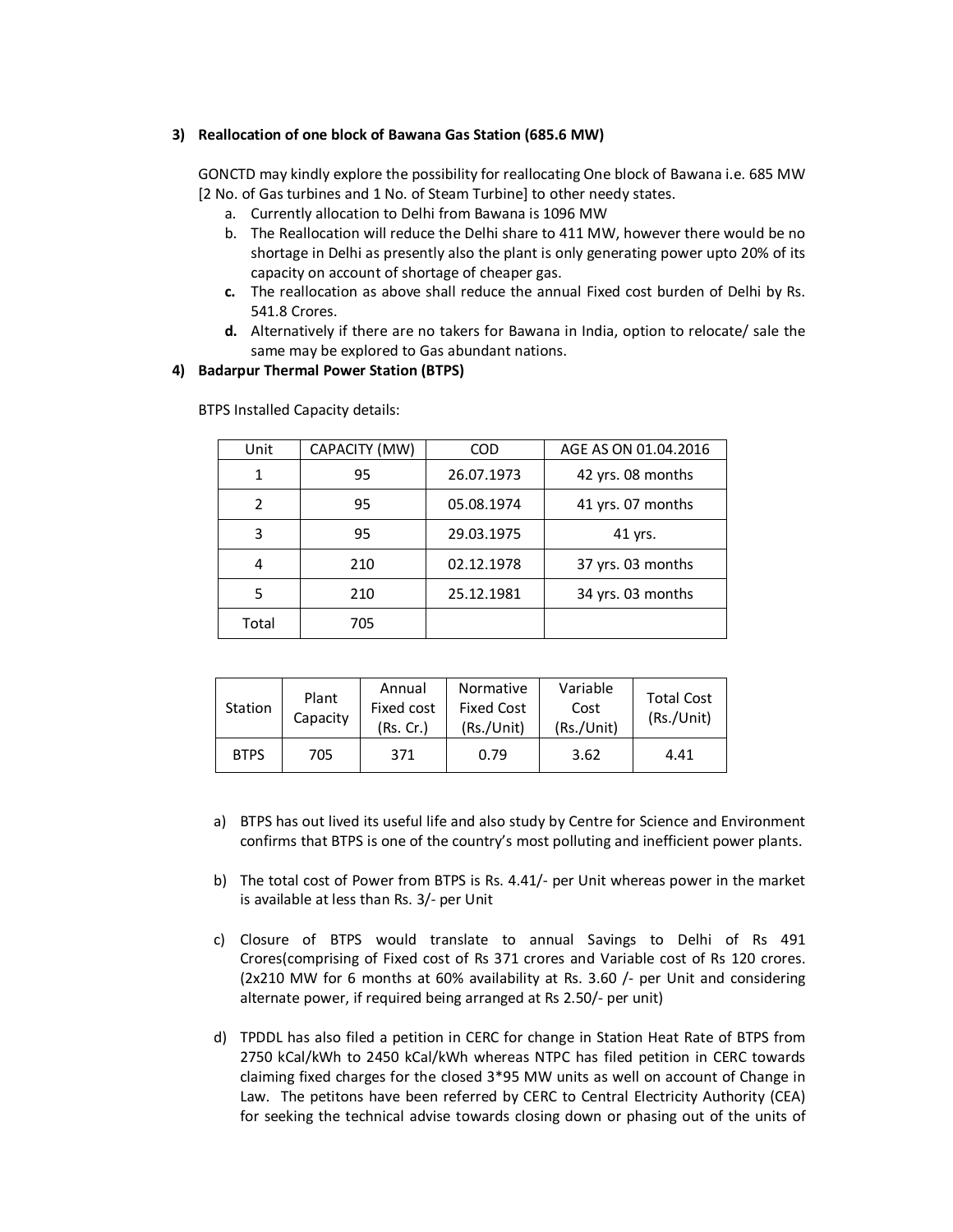### 3) Reallocation of one block of Bawana Gas Station (685.6 MW)

GONCTD may kindly explore the possibility for reallocating One block of Bawana i.e. 685 MW [2 No. of Gas turbines and 1 No. of Steam Turbine] to other needy states.

a. Currently allocation to Delhi from Bawana is 1096 MW
b. The Reallocation will reduce the Delhi share to 411 MW, however there would be no shortage in Delhi as presently also the plant is only generating power upto 20% of its capacity on account of shortage of cheaper gas.
c. The reallocation as above shall reduce the annual Fixed cost burden of Delhi by Rs. 541.8 Crores.
d. Alternatively if there are no takers for Bawana in India, option to relocate/ sale the same may be explored to Gas abundant nations.

### 4) Badarpur Thermal Power Station (BTPS)

BTPS Installed Capacity details:

| Unit | CAPACITY (MW) | COD | AGE AS ON 01.04.2016 |
|---|---|---|---|
| 1 | 95 | 26.07.1973 | 42 yrs. 08 months |
| 2 | 95 | 05.08.1974 | 41 yrs. 07 months |
| 3 | 95 | 29.03.1975 | 41 yrs. |
| 4 | 210 | 02.12.1978 | 37 yrs. 03 months |
| 5 | 210 | 25.12.1981 | 34 yrs. 03 months |
| Total | 705 | | |

| Station | Plant Capacity | Annual Fixed cost (Rs. Cr.) | Normative Fixed Cost (Rs./Unit) | Variable Cost (Rs./Unit) | Total Cost (Rs./Unit) |
|---|---|---|---|---|---|
| BTPS | 705 | 371 | 0.79 | 3.62 | 4.41 |

a) BTPS has out lived its useful life and also study by Centre for Science and Environment confirms that BTPS is one of the country's most polluting and inefficient power plants.

b) The total cost of Power from BTPS is Rs. 4.41/- per Unit whereas power in the market is available at less than Rs. 3/- per Unit

c) Closure of BTPS would translate to annual Savings to Delhi of Rs 491 Crores(comprising of Fixed cost of Rs 371 crores and Variable cost of Rs 120 crores. (2x210 MW for 6 months at 60% availability at Rs. 3.60 /- per Unit and considering alternate power, if required being arranged at Rs 2.50/- per unit)

d) TPDDL has also filed a petition in CERC for change in Station Heat Rate of BTPS from 2750 kCal/kWh to 2450 kCal/kWh whereas NTPC has filed petition in CERC towards claiming fixed charges for the closed 3*95 MW units as well on account of Change in Law. The petitons have been referred by CERC to Central Electricity Authority (CEA) for seeking the technical advise towards closing down or phasing out of the units of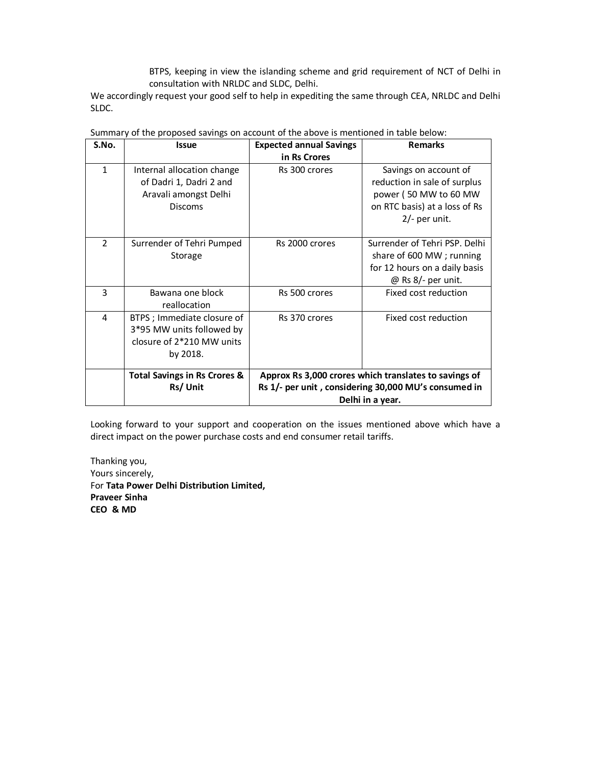BTPS, keeping in view the islanding scheme and grid requirement of NCT of Delhi in consultation with NRLDC and SLDC, Delhi.

We accordingly request your good self to help in expediting the same through CEA, NRLDC and Delhi SLDC.

Summary of the proposed savings on account of the above is mentioned in table below:

| S.No. | Issue | Expected annual Savings in Rs Crores | Remarks |
|---|---|---|---|
| 1 | Internal allocation change of Dadri 1, Dadri 2 and Aravali amongst Delhi Discoms | Rs 300 crores | Savings on account of reduction in sale of surplus power ( 50 MW to 60 MW on RTC basis) at a loss of Rs 2/- per unit. |
| 2 | Surrender of Tehri Pumped Storage | Rs 2000 crores | Surrender of Tehri PSP. Delhi share of 600 MW ; running for 12 hours on a daily basis @ Rs 8/- per unit. |
| 3 | Bawana one block reallocation | Rs 500 crores | Fixed cost reduction |
| 4 | BTPS ; Immediate closure of 3*95 MW units followed by closure of 2*210 MW units by 2018. | Rs 370 crores | Fixed cost reduction |
| | **Total Savings in Rs Crores & Rs/ Unit** | **Approx Rs 3,000 crores which translates to savings of Rs 1/- per unit , considering 30,000 MU's consumed in Delhi in a year.** | |

Looking forward to your support and cooperation on the issues mentioned above which have a direct impact on the power purchase costs and end consumer retail tariffs.

Thanking you,
Yours sincerely,
For **Tata Power Delhi Distribution Limited,**
**Praveer Sinha**
**CEO & MD**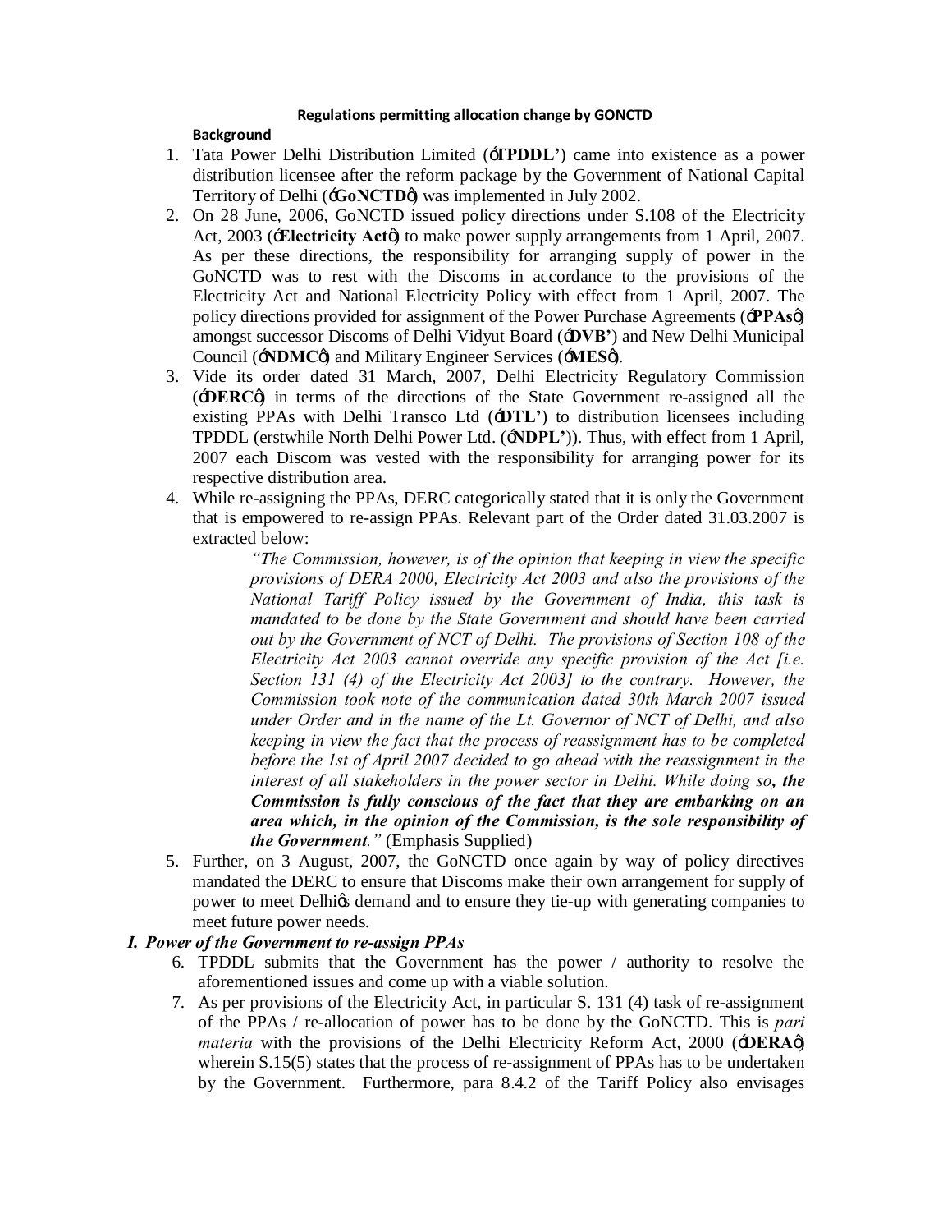**Regulations permitting allocation change by GONCTD**

**Background**

1. Tata Power Delhi Distribution Limited ('**TPDDL'**) came into existence as a power distribution licensee after the reform package by the Government of National Capital Territory of Delhi ('**GoNCTD**') was implemented in July 2002.
2. On 28 June, 2006, GoNCTD issued policy directions under S.108 of the Electricity Act, 2003 ('**Electricity Act**') to make power supply arrangements from 1 April, 2007. As per these directions, the responsibility for arranging supply of power in the GoNCTD was to rest with the Discoms in accordance to the provisions of the Electricity Act and National Electricity Policy with effect from 1 April, 2007. The policy directions provided for assignment of the Power Purchase Agreements ('**PPAs**') amongst successor Discoms of Delhi Vidyut Board ('**DVB'**) and New Delhi Municipal Council ('**NDMC**') and Military Engineer Services ('**MES**').
3. Vide its order dated 31 March, 2007, Delhi Electricity Regulatory Commission ('**DERC**') in terms of the directions of the State Government re-assigned all the existing PPAs with Delhi Transco Ltd ('**DTL'**) to distribution licensees including TPDDL (erstwhile North Delhi Power Ltd. ('**NDPL'**)). Thus, with effect from 1 April, 2007 each Discom was vested with the responsibility for arranging power for its respective distribution area.
4. While re-assigning the PPAs, DERC categorically stated that it is only the Government that is empowered to re-assign PPAs. Relevant part of the Order dated 31.03.2007 is extracted below:

   > *"The Commission, however, is of the opinion that keeping in view the specific provisions of DERA 2000, Electricity Act 2003 and also the provisions of the National Tariff Policy issued by the Government of India, this task is mandated to be done by the State Government and should have been carried out by the Government of NCT of Delhi. The provisions of Section 108 of the Electricity Act 2003 cannot override any specific provision of the Act [i.e. Section 131 (4) of the Electricity Act 2003] to the contrary. However, the Commission took note of the communication dated 30th March 2007 issued under Order and in the name of the Lt. Governor of NCT of Delhi, and also keeping in view the fact that the process of reassignment has to be completed before the 1st of April 2007 decided to go ahead with the reassignment in the interest of all stakeholders in the power sector in Delhi. While doing so****, the Commission is fully conscious of the fact that they are embarking on an area which, in the opinion of the Commission, is the sole responsibility of the Government****."* (Emphasis Supplied)

5. Further, on 3 August, 2007, the GoNCTD once again by way of policy directives mandated the DERC to ensure that Discoms make their own arrangement for supply of power to meet Delhi's demand and to ensure they tie-up with generating companies to meet future power needs.

### *I. Power of the Government to re-assign PPAs*

6. TPDDL submits that the Government has the power / authority to resolve the aforementioned issues and come up with a viable solution.
7. As per provisions of the Electricity Act, in particular S. 131 (4) task of re-assignment of the PPAs / re-allocation of power has to be done by the GoNCTD. This is *pari materia* with the provisions of the Delhi Electricity Reform Act, 2000 ('**DERA**') wherein S.15(5) states that the process of re-assignment of PPAs has to be undertaken by the Government. Furthermore, para 8.4.2 of the Tariff Policy also envisages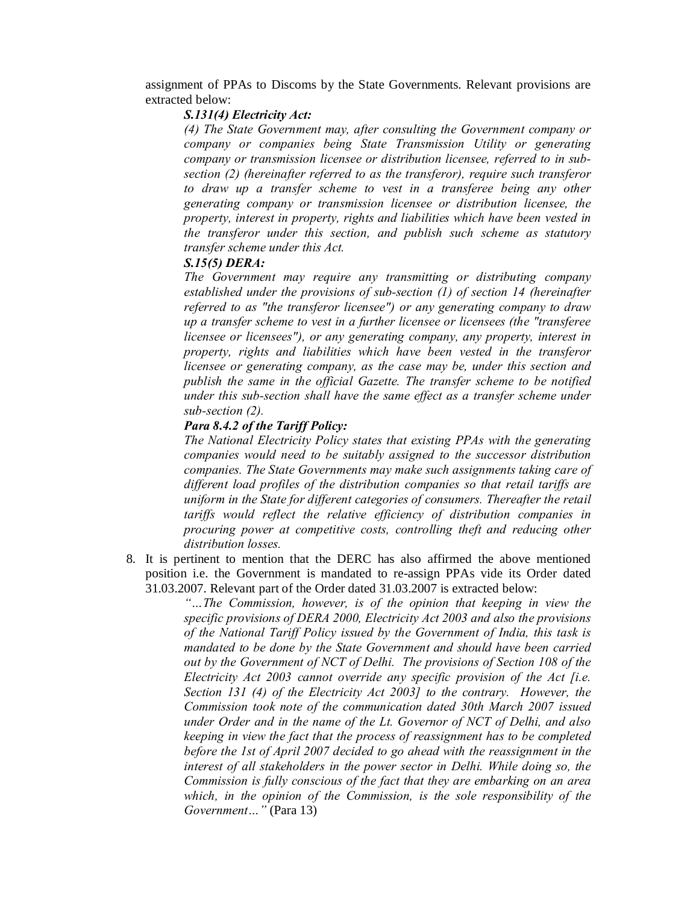assignment of PPAs to Discoms by the State Governments. Relevant provisions are extracted below:

> ***S.131(4) Electricity Act:***
>
> *(4) The State Government may, after consulting the Government company or company or companies being State Transmission Utility or generating company or transmission licensee or distribution licensee, referred to in sub-section (2) (hereinafter referred to as the transferor), require such transferor to draw up a transfer scheme to vest in a transferee being any other generating company or transmission licensee or distribution licensee, the property, interest in property, rights and liabilities which have been vested in the transferor under this section, and publish such scheme as statutory transfer scheme under this Act.*
>
> ***S.15(5) DERA:***
>
> *The Government may require any transmitting or distributing company established under the provisions of sub-section (1) of section 14 (hereinafter referred to as "the transferor licensee") or any generating company to draw up a transfer scheme to vest in a further licensee or licensees (the "transferee licensee or licensees"), or any generating company, any property, interest in property, rights and liabilities which have been vested in the transferor licensee or generating company, as the case may be, under this section and publish the same in the official Gazette. The transfer scheme to be notified under this sub-section shall have the same effect as a transfer scheme under sub-section (2).*
>
> ***Para 8.4.2 of the Tariff Policy:***
>
> *The National Electricity Policy states that existing PPAs with the generating companies would need to be suitably assigned to the successor distribution companies. The State Governments may make such assignments taking care of different load profiles of the distribution companies so that retail tariffs are uniform in the State for different categories of consumers. Thereafter the retail tariffs would reflect the relative efficiency of distribution companies in procuring power at competitive costs, controlling theft and reducing other distribution losses.*

8. It is pertinent to mention that the DERC has also affirmed the above mentioned position i.e. the Government is mandated to re-assign PPAs vide its Order dated 31.03.2007. Relevant part of the Order dated 31.03.2007 is extracted below:

> *"…The Commission, however, is of the opinion that keeping in view the specific provisions of DERA 2000, Electricity Act 2003 and also the provisions of the National Tariff Policy issued by the Government of India, this task is mandated to be done by the State Government and should have been carried out by the Government of NCT of Delhi. The provisions of Section 108 of the Electricity Act 2003 cannot override any specific provision of the Act [i.e. Section 131 (4) of the Electricity Act 2003] to the contrary. However, the Commission took note of the communication dated 30th March 2007 issued under Order and in the name of the Lt. Governor of NCT of Delhi, and also keeping in view the fact that the process of reassignment has to be completed before the 1st of April 2007 decided to go ahead with the reassignment in the interest of all stakeholders in the power sector in Delhi. While doing so, the Commission is fully conscious of the fact that they are embarking on an area which, in the opinion of the Commission, is the sole responsibility of the Government…"* (Para 13)